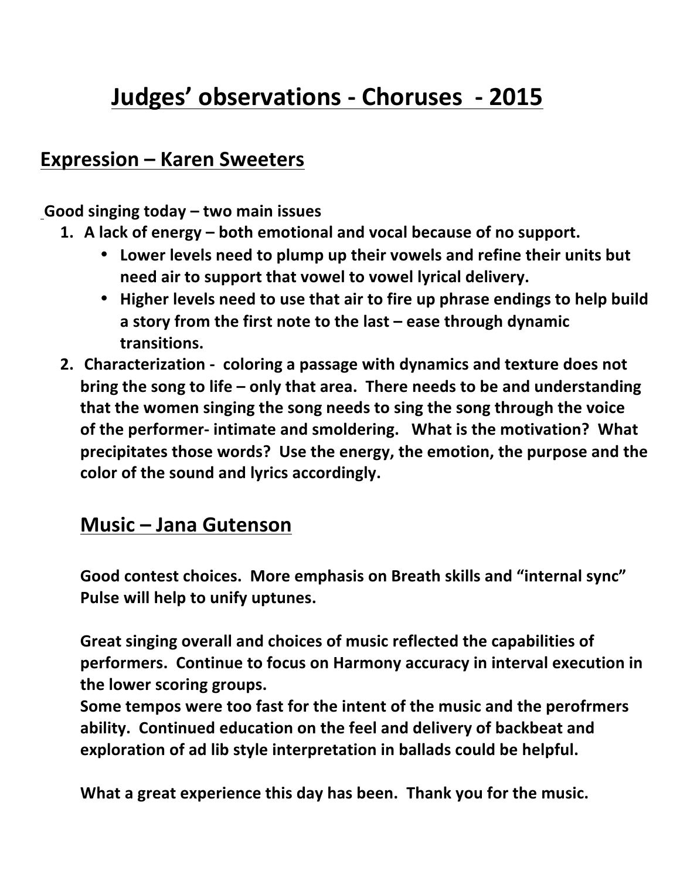# Judges' observations - Choruses - 2015

## Expression – Karen Sweeters

**Good singing today – two main issues**

1. **A lack of energy – both emotional and vocal because of no support.**
   - **Lower levels need to plump up their vowels and refine their units but need air to support that vowel to vowel lyrical delivery.**
   - **Higher levels need to use that air to fire up phrase endings to help build a story from the first note to the last – ease through dynamic transitions.**
2. **Characterization - coloring a passage with dynamics and texture does not bring the song to life – only that area. There needs to be and understanding that the women singing the song needs to sing the song through the voice of the performer- intimate and smoldering. What is the motivation? What precipitates those words? Use the energy, the emotion, the purpose and the color of the sound and lyrics accordingly.**

## Music – Jana Gutenson

**Good contest choices. More emphasis on Breath skills and "internal sync" Pulse will help to unify uptunes.**

**Great singing overall and choices of music reflected the capabilities of performers. Continue to focus on Harmony accuracy in interval execution in the lower scoring groups.**
**Some tempos were too fast for the intent of the music and the perofrmers ability. Continued education on the feel and delivery of backbeat and exploration of ad lib style interpretation in ballads could be helpful.**

**What a great experience this day has been. Thank you for the music.**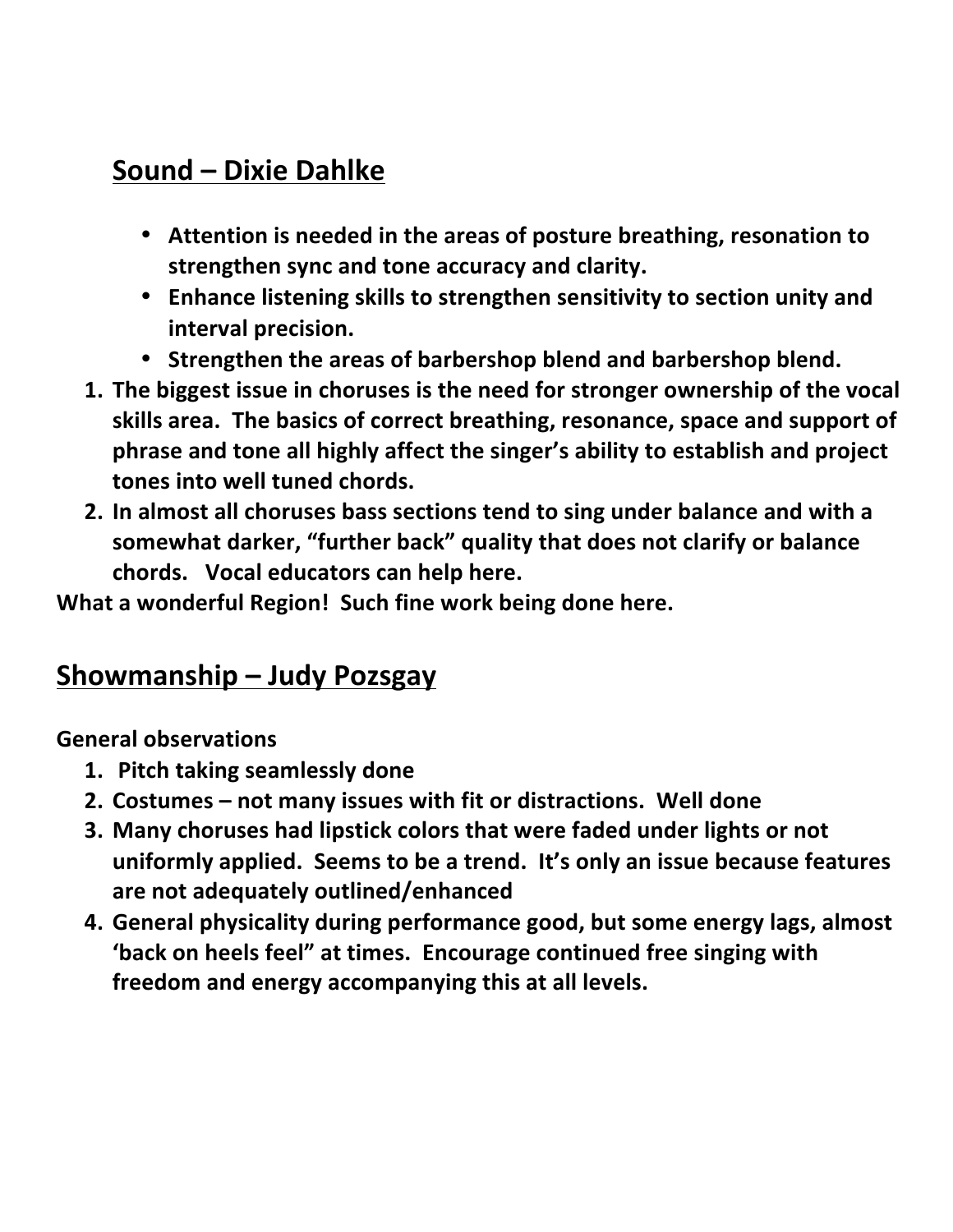## Sound – Dixie Dahlke

- **Attention is needed in the areas of posture breathing, resonation to strengthen sync and tone accuracy and clarity.**
- **Enhance listening skills to strengthen sensitivity to section unity and interval precision.**
- **Strengthen the areas of barbershop blend and barbershop blend.**

1. **The biggest issue in choruses is the need for stronger ownership of the vocal skills area. The basics of correct breathing, resonance, space and support of phrase and tone all highly affect the singer's ability to establish and project tones into well tuned chords.**
2. **In almost all choruses bass sections tend to sing under balance and with a somewhat darker, "further back" quality that does not clarify or balance chords. Vocal educators can help here.**

**What a wonderful Region! Such fine work being done here.**

## Showmanship – Judy Pozsgay

**General observations**

1. **Pitch taking seamlessly done**
2. **Costumes – not many issues with fit or distractions. Well done**
3. **Many choruses had lipstick colors that were faded under lights or not uniformly applied. Seems to be a trend. It's only an issue because features are not adequately outlined/enhanced**
4. **General physicality during performance good, but some energy lags, almost 'back on heels feel" at times. Encourage continued free singing with freedom and energy accompanying this at all levels.**